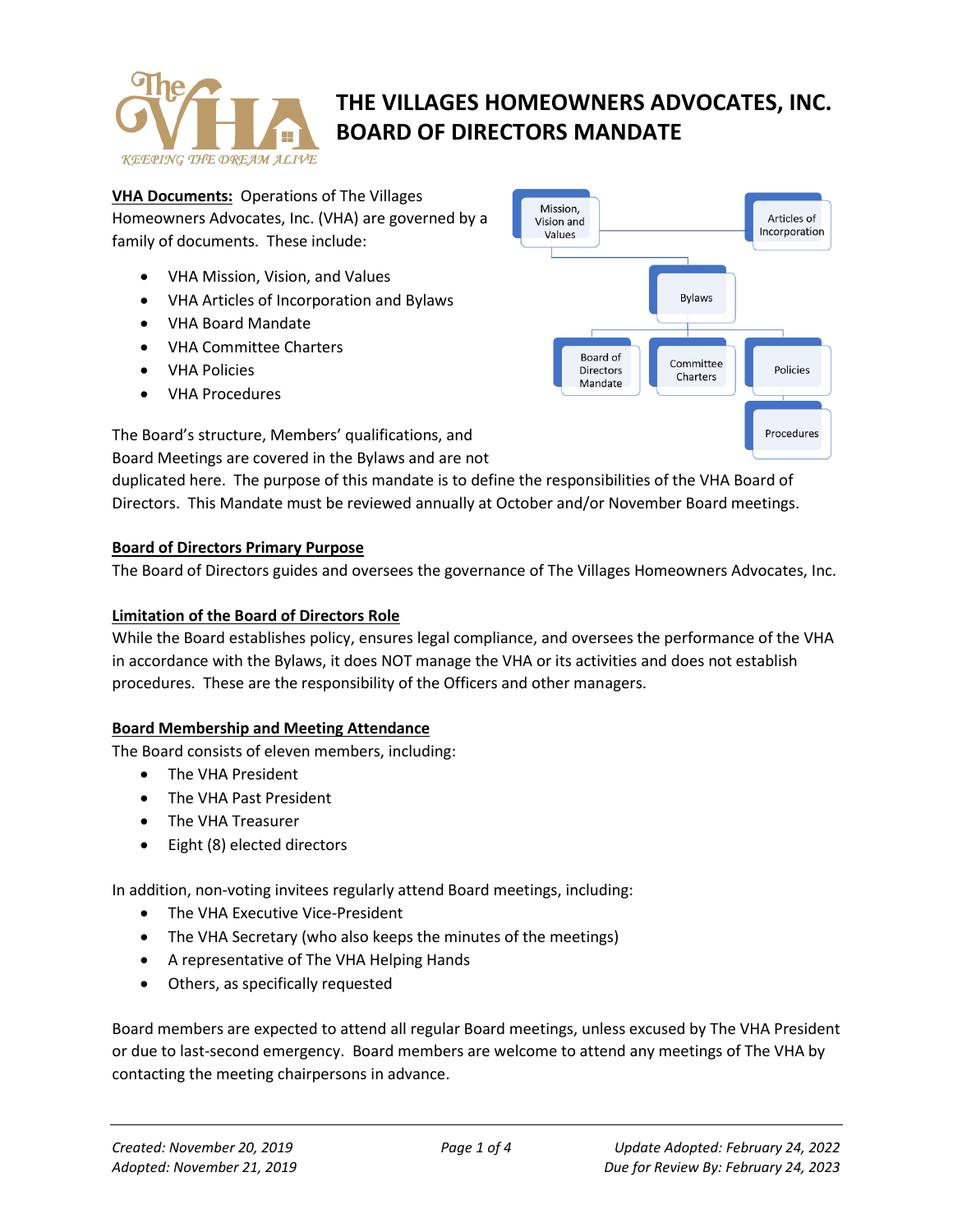# THE VILLAGES HOMEOWNERS ADVOCATES, INC.
# BOARD OF DIRECTORS MANDATE

**VHA Documents:** Operations of The Villages Homeowners Advocates, Inc. (VHA) are governed by a family of documents. These include:

- VHA Mission, Vision, and Values
- VHA Articles of Incorporation and Bylaws
- VHA Board Mandate
- VHA Committee Charters
- VHA Policies
- VHA Procedures

The Board's structure, Members' qualifications, and Board Meetings are covered in the Bylaws and are not duplicated here. The purpose of this mandate is to define the responsibilities of the VHA Board of Directors. This Mandate must be reviewed annually at October and/or November Board meetings.

## Board of Directors Primary Purpose

The Board of Directors guides and oversees the governance of The Villages Homeowners Advocates, Inc.

## Limitation of the Board of Directors Role

While the Board establishes policy, ensures legal compliance, and oversees the performance of the VHA in accordance with the Bylaws, it does NOT manage the VHA or its activities and does not establish procedures. These are the responsibility of the Officers and other managers.

## Board Membership and Meeting Attendance

The Board consists of eleven members, including:

- The VHA President
- The VHA Past President
- The VHA Treasurer
- Eight (8) elected directors

In addition, non-voting invitees regularly attend Board meetings, including:

- The VHA Executive Vice-President
- The VHA Secretary (who also keeps the minutes of the meetings)
- A representative of The VHA Helping Hands
- Others, as specifically requested

Board members are expected to attend all regular Board meetings, unless excused by The VHA President or due to last-second emergency. Board members are welcome to attend any meetings of The VHA by contacting the meeting chairpersons in advance.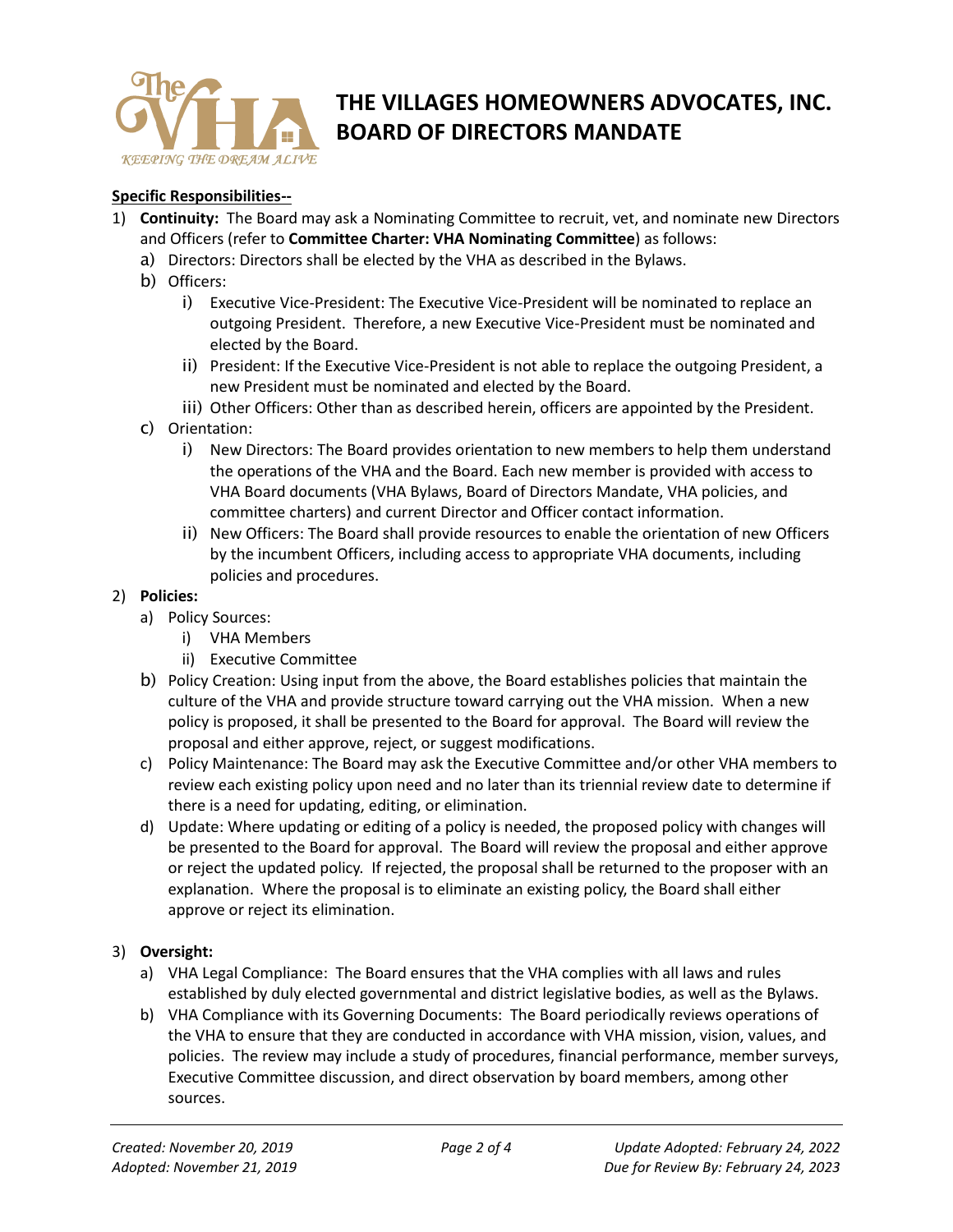# THE VILLAGES HOMEOWNERS ADVOCATES, INC.
# BOARD OF DIRECTORS MANDATE

**Specific Responsibilities--**

1) **Continuity:** The Board may ask a Nominating Committee to recruit, vet, and nominate new Directors and Officers (refer to **Committee Charter: VHA Nominating Committee**) as follows:
   a) Directors: Directors shall be elected by the VHA as described in the Bylaws.
   b) Officers:
      i) Executive Vice-President: The Executive Vice-President will be nominated to replace an outgoing President. Therefore, a new Executive Vice-President must be nominated and elected by the Board.
      ii) President: If the Executive Vice-President is not able to replace the outgoing President, a new President must be nominated and elected by the Board.
      iii) Other Officers: Other than as described herein, officers are appointed by the President.
   c) Orientation:
      i) New Directors: The Board provides orientation to new members to help them understand the operations of the VHA and the Board. Each new member is provided with access to VHA Board documents (VHA Bylaws, Board of Directors Mandate, VHA policies, and committee charters) and current Director and Officer contact information.
      ii) New Officers: The Board shall provide resources to enable the orientation of new Officers by the incumbent Officers, including access to appropriate VHA documents, including policies and procedures.

2) **Policies:**
   a) Policy Sources:
      i) VHA Members
      ii) Executive Committee
   b) Policy Creation: Using input from the above, the Board establishes policies that maintain the culture of the VHA and provide structure toward carrying out the VHA mission. When a new policy is proposed, it shall be presented to the Board for approval. The Board will review the proposal and either approve, reject, or suggest modifications.
   c) Policy Maintenance: The Board may ask the Executive Committee and/or other VHA members to review each existing policy upon need and no later than its triennial review date to determine if there is a need for updating, editing, or elimination.
   d) Update: Where updating or editing of a policy is needed, the proposed policy with changes will be presented to the Board for approval. The Board will review the proposal and either approve or reject the updated policy. If rejected, the proposal shall be returned to the proposer with an explanation. Where the proposal is to eliminate an existing policy, the Board shall either approve or reject its elimination.

3) **Oversight:**
   a) VHA Legal Compliance: The Board ensures that the VHA complies with all laws and rules established by duly elected governmental and district legislative bodies, as well as the Bylaws.
   b) VHA Compliance with its Governing Documents: The Board periodically reviews operations of the VHA to ensure that they are conducted in accordance with VHA mission, vision, values, and policies. The review may include a study of procedures, financial performance, member surveys, Executive Committee discussion, and direct observation by board members, among other sources.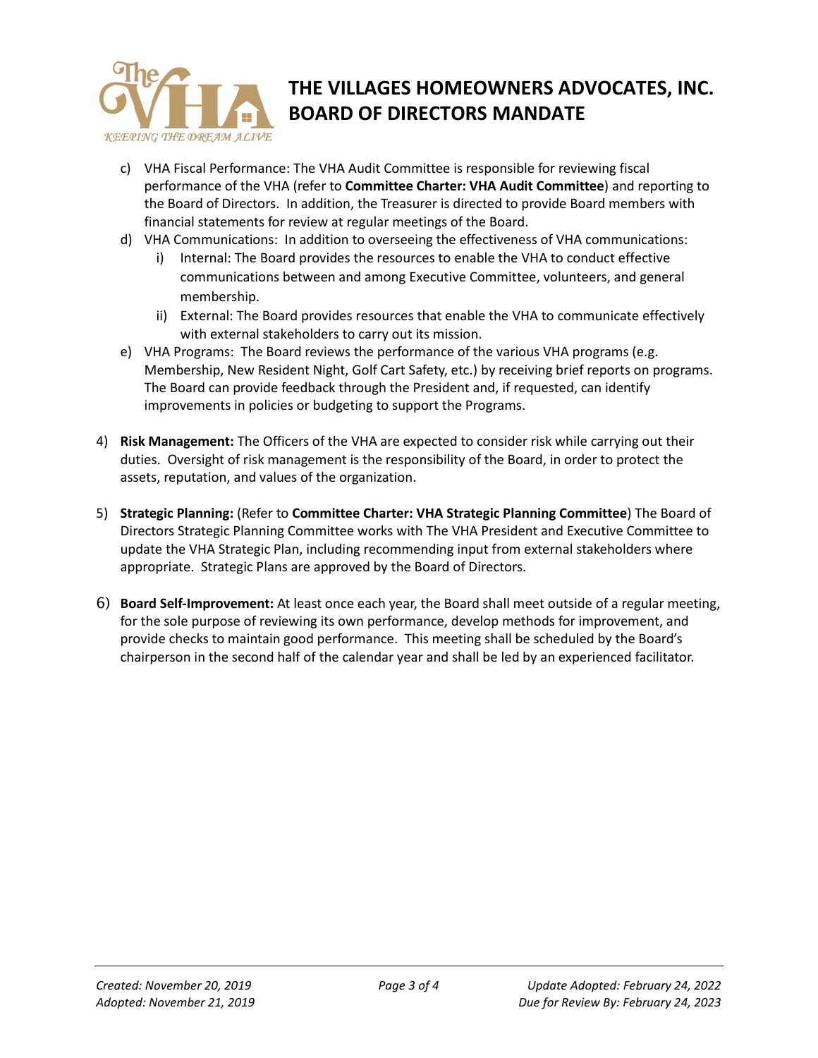c) VHA Fiscal Performance: The VHA Audit Committee is responsible for reviewing fiscal performance of the VHA (refer to **Committee Charter: VHA Audit Committee**) and reporting to the Board of Directors. In addition, the Treasurer is directed to provide Board members with financial statements for review at regular meetings of the Board.

d) VHA Communications: In addition to overseeing the effectiveness of VHA communications:

   i) Internal: The Board provides the resources to enable the VHA to conduct effective communications between and among Executive Committee, volunteers, and general membership.

   ii) External: The Board provides resources that enable the VHA to communicate effectively with external stakeholders to carry out its mission.

e) VHA Programs: The Board reviews the performance of the various VHA programs (e.g. Membership, New Resident Night, Golf Cart Safety, etc.) by receiving brief reports on programs. The Board can provide feedback through the President and, if requested, can identify improvements in policies or budgeting to support the Programs.

4) **Risk Management:** The Officers of the VHA are expected to consider risk while carrying out their duties. Oversight of risk management is the responsibility of the Board, in order to protect the assets, reputation, and values of the organization.

5) **Strategic Planning:** (Refer to **Committee Charter: VHA Strategic Planning Committee**) The Board of Directors Strategic Planning Committee works with The VHA President and Executive Committee to update the VHA Strategic Plan, including recommending input from external stakeholders where appropriate. Strategic Plans are approved by the Board of Directors.

6) **Board Self-Improvement:** At least once each year, the Board shall meet outside of a regular meeting, for the sole purpose of reviewing its own performance, develop methods for improvement, and provide checks to maintain good performance. This meeting shall be scheduled by the Board's chairperson in the second half of the calendar year and shall be led by an experienced facilitator.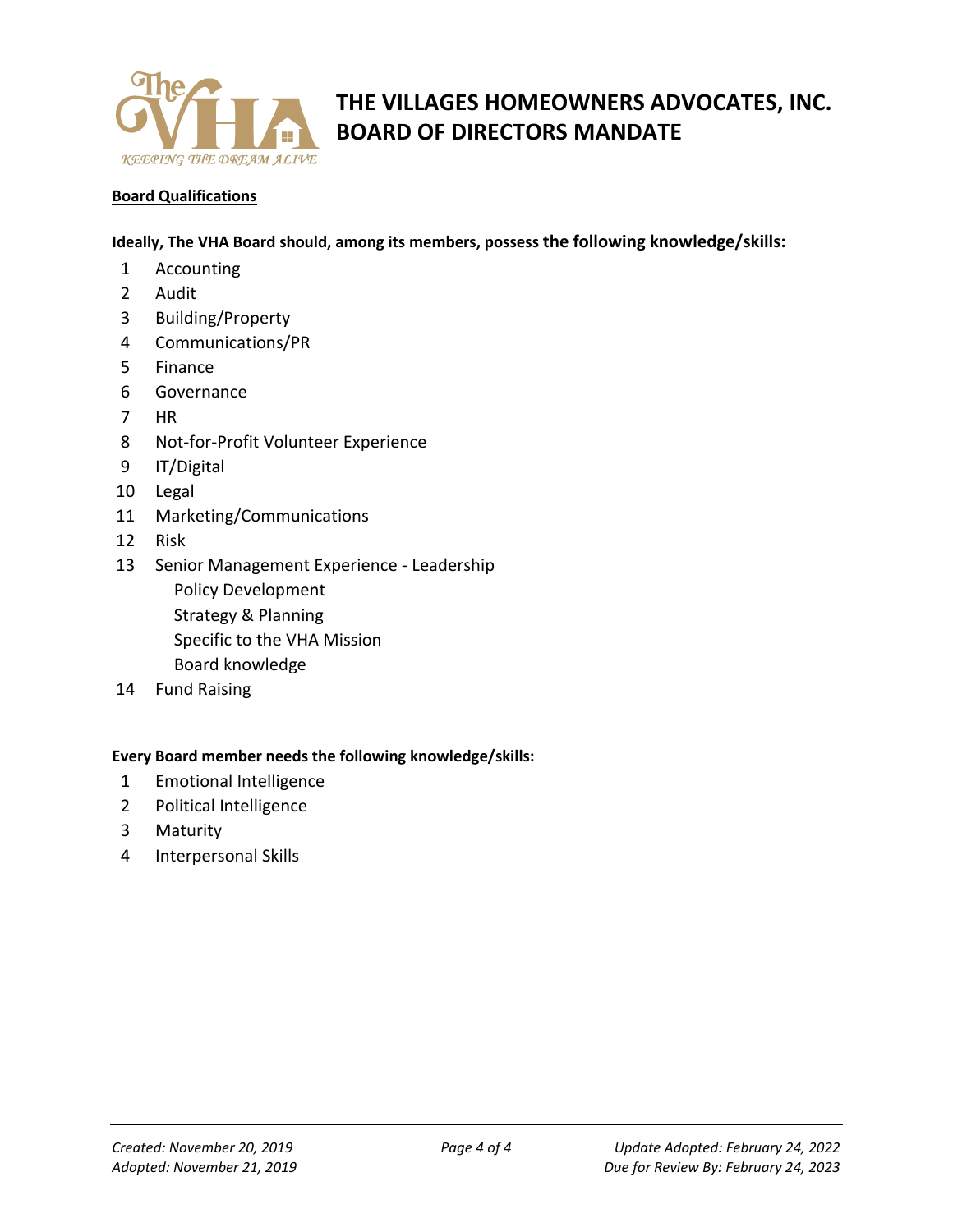# THE VILLAGES HOMEOWNERS ADVOCATES, INC.
# BOARD OF DIRECTORS MANDATE

**Board Qualifications**

**Ideally, The VHA Board should, among its members, possess the following knowledge/skills:**

1. Accounting
2. Audit
3. Building/Property
4. Communications/PR
5. Finance
6. Governance
7. HR
8. Not-for-Profit Volunteer Experience
9. IT/Digital
10. Legal
11. Marketing/Communications
12. Risk
13. Senior Management Experience - Leadership
    - Policy Development
    - Strategy & Planning
    - Specific to the VHA Mission
    - Board knowledge
14. Fund Raising

**Every Board member needs the following knowledge/skills:**

1. Emotional Intelligence
2. Political Intelligence
3. Maturity
4. Interpersonal Skills

*Created: November 20, 2019*
*Adopted: November 21, 2019*
*Update Adopted: February 24, 2022*
*Due for Review By: February 24, 2023*